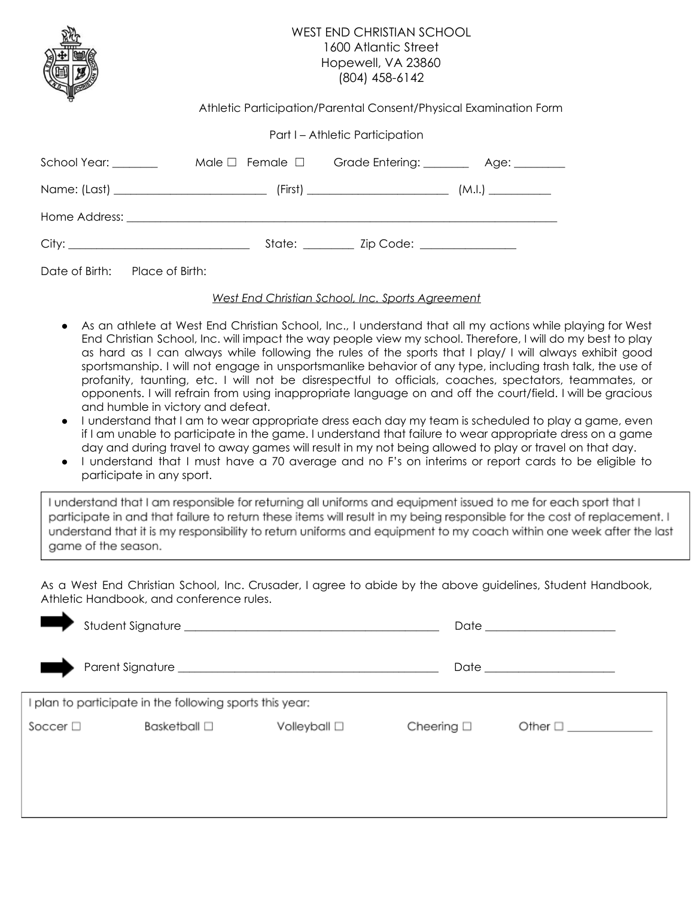# WEST END CHRISTIAN SCHOOL

1600 Atlantic Street
Hopewell, VA 23860
(804) 458-6142

Athletic Participation/Parental Consent/Physical Examination Form

## Part I – Athletic Participation

School Year: ________ Male ☐ Female ☐ Grade Entering: ________ Age: _________

Name: (Last) ___________________________ (First) _________________________ (M.I.) ___________

Home Address: ___________________________________________________________________________

City: _______________________________ State: _________ Zip Code: ________________

Date of Birth: Place of Birth:

*West End Christian School, Inc. Sports Agreement*

- As an athlete at West End Christian School, Inc., I understand that all my actions while playing for West End Christian School, Inc. will impact the way people view my school. Therefore, I will do my best to play as hard as I can always while following the rules of the sports that I play/ I will always exhibit good sportsmanship. I will not engage in unsportsmanlike behavior of any type, including trash talk, the use of profanity, taunting, etc. I will not be disrespectful to officials, coaches, spectators, teammates, or opponents. I will refrain from using inappropriate language on and off the court/field. I will be gracious and humble in victory and defeat.
- I understand that I am to wear appropriate dress each day my team is scheduled to play a game, even if I am unable to participate in the game. I understand that failure to wear appropriate dress on a game day and during travel to away games will result in my not being allowed to play or travel on that day.
- I understand that I must have a 70 average and no F's on interims or report cards to be eligible to participate in any sport.

I understand that I am responsible for returning all uniforms and equipment issued to me for each sport that I participate in and that failure to return these items will result in my being responsible for the cost of replacement. I understand that it is my responsibility to return uniforms and equipment to my coach within one week after the last game of the season.

As a West End Christian School, Inc. Crusader, I agree to abide by the above guidelines, Student Handbook, Athletic Handbook, and conference rules.

Student Signature _____________________________________________ Date ______________________

Parent Signature _____________________________________________ Date ______________________

I plan to participate in the following sports this year:

Soccer ☐ Basketball ☐ Volleyball ☐ Cheering ☐ Other ☐ _______________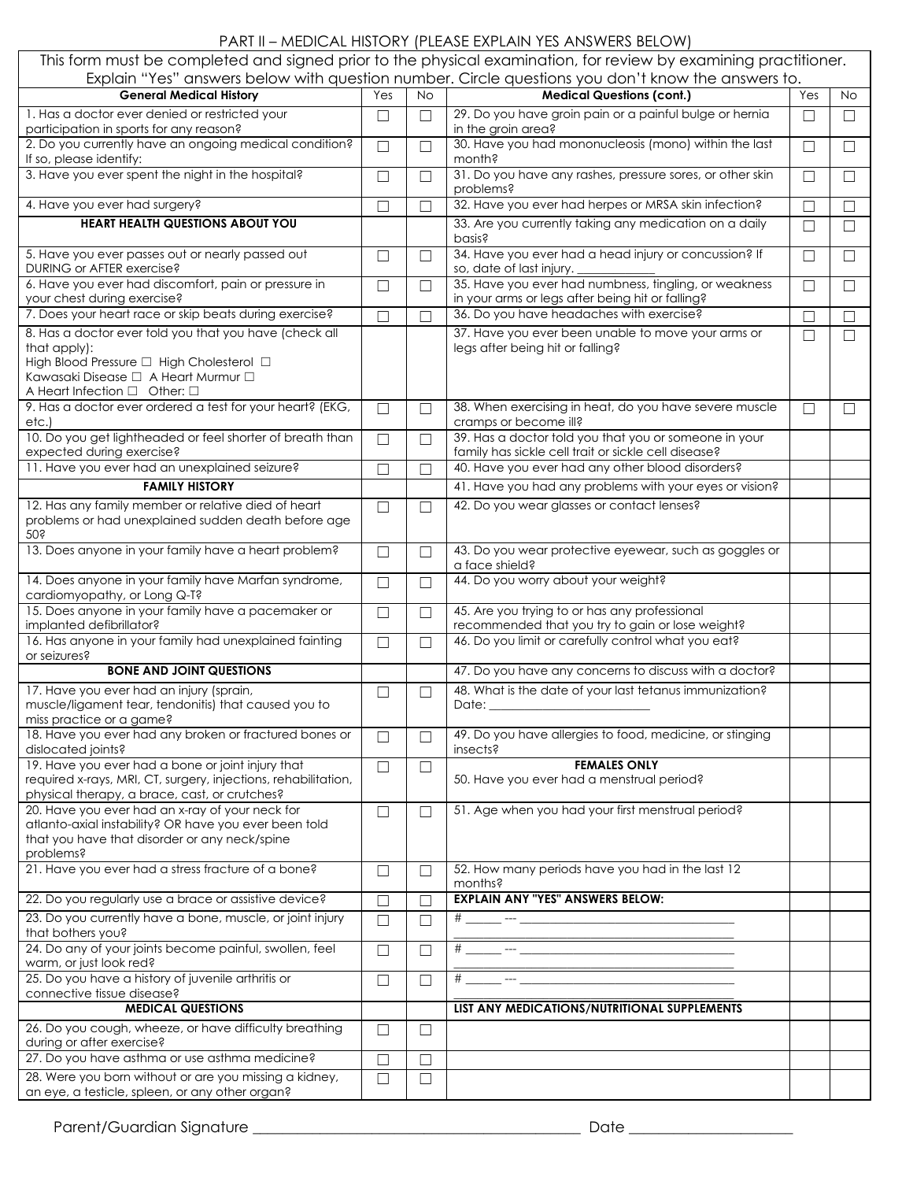## PART II – MEDICAL HISTORY (PLEASE EXPLAIN YES ANSWERS BELOW)

This form must be completed and signed prior to the physical examination, for review by examining practitioner. Explain "Yes" answers below with question number. Circle questions you don't know the answers to.

| General Medical History | Yes | No | Medical Questions (cont.) | Yes | No |
|---|---|---|---|---|---|
| 1. Has a doctor ever denied or restricted your participation in sports for any reason? | ☐ | ☐ | 29. Do you have groin pain or a painful bulge or hernia in the groin area? | ☐ | ☐ |
| 2. Do you currently have an ongoing medical condition? If so, please identify: | ☐ | ☐ | 30. Have you had mononucleosis (mono) within the last month? | ☐ | ☐ |
| 3. Have you ever spent the night in the hospital? | ☐ | ☐ | 31. Do you have any rashes, pressure sores, or other skin problems? | ☐ | ☐ |
| 4. Have you ever had surgery? | ☐ | ☐ | 32. Have you ever had herpes or MRSA skin infection? | ☐ | ☐ |
| **HEART HEALTH QUESTIONS ABOUT YOU** | | | 33. Are you currently taking any medication on a daily basis? | ☐ | ☐ |
| 5. Have you ever passes out or nearly passed out DURING or AFTER exercise? | ☐ | ☐ | 34. Have you ever had a head injury or concussion? If so, date of last injury. ____________ | ☐ | ☐ |
| 6. Have you ever had discomfort, pain or pressure in your chest during exercise? | ☐ | ☐ | 35. Have you ever had numbness, tingling, or weakness in your arms or legs after being hit or falling? | ☐ | ☐ |
| 7. Does your heart race or skip beats during exercise? | ☐ | ☐ | 36. Do you have headaches with exercise? | ☐ | ☐ |
| 8. Has a doctor ever told you that you have (check all that apply): High Blood Pressure ☐ High Cholesterol ☐ Kawasaki Disease ☐ A Heart Murmur ☐ A Heart Infection ☐ Other: ☐ | | | 37. Have you ever been unable to move your arms or legs after being hit or falling? | ☐ | ☐ |
| 9. Has a doctor ever ordered a test for your heart? (EKG, etc.) | ☐ | ☐ | 38. When exercising in heat, do you have severe muscle cramps or become ill? | ☐ | ☐ |
| 10. Do you get lightheaded or feel shorter of breath than expected during exercise? | ☐ | ☐ | 39. Has a doctor told you that you or someone in your family has sickle cell trait or sickle cell disease? | | |
| 11. Have you ever had an unexplained seizure? | ☐ | ☐ | 40. Have you ever had any other blood disorders? | | |
| **FAMILY HISTORY** | | | 41. Have you had any problems with your eyes or vision? | | |
| 12. Has any family member or relative died of heart problems or had unexplained sudden death before age 50? | ☐ | ☐ | 42. Do you wear glasses or contact lenses? | | |
| 13. Does anyone in your family have a heart problem? | ☐ | ☐ | 43. Do you wear protective eyewear, such as goggles or a face shield? | | |
| 14. Does anyone in your family have Marfan syndrome, cardiomyopathy, or Long Q-T? | ☐ | ☐ | 44. Do you worry about your weight? | | |
| 15. Does anyone in your family have a pacemaker or implanted defibrillator? | ☐ | ☐ | 45. Are you trying to or has any professional recommended that you try to gain or lose weight? | | |
| 16. Has anyone in your family had unexplained fainting or seizures? | ☐ | ☐ | 46. Do you limit or carefully control what you eat? | | |
| **BONE AND JOINT QUESTIONS** | | | 47. Do you have any concerns to discuss with a doctor? | | |
| 17. Have you ever had an injury (sprain, muscle/ligament tear, tendonitis) that caused you to miss practice or a game? | ☐ | ☐ | 48. What is the date of your last tetanus immunization? Date: ____________________ | | |
| 18. Have you ever had any broken or fractured bones or dislocated joints? | ☐ | ☐ | 49. Do you have allergies to food, medicine, or stinging insects? | | |
| 19. Have you ever had a bone or joint injury that required x-rays, MRI, CT, surgery, injections, rehabilitation, physical therapy, a brace, cast, or crutches? | ☐ | ☐ | **FEMALES ONLY** 50. Have you ever had a menstrual period? | | |
| 20. Have you ever had an x-ray of your neck for atlanto-axial instability? OR have you ever been told that you have that disorder or any neck/spine problems? | ☐ | ☐ | 51. Age when you had your first menstrual period? | | |
| 21. Have you ever had a stress fracture of a bone? | ☐ | ☐ | 52. How many periods have you had in the last 12 months? | | |
| 22. Do you regularly use a brace or assistive device? | ☐ | ☐ | **EXPLAIN ANY "YES" ANSWERS BELOW:** | | |
| 23. Do you currently have a bone, muscle, or joint injury that bothers you? | ☐ | ☐ | # ______ --- ______________________________ | | |
| 24. Do any of your joints become painful, swollen, feel warm, or just look red? | ☐ | ☐ | # ______ --- ______________________________ | | |
| 25. Do you have a history of juvenile arthritis or connective tissue disease? | ☐ | ☐ | # ______ --- ______________________________ | | |
| **MEDICAL QUESTIONS** | | | **LIST ANY MEDICATIONS/NUTRITIONAL SUPPLEMENTS** | | |
| 26. Do you cough, wheeze, or have difficulty breathing during or after exercise? | ☐ | ☐ | | | |
| 27. Do you have asthma or use asthma medicine? | ☐ | ☐ | | | |
| 28. Were you born without or are you missing a kidney, an eye, a testicle, spleen, or any other organ? | ☐ | ☐ | | | |

Parent/Guardian Signature ________________________________________ Date ____________________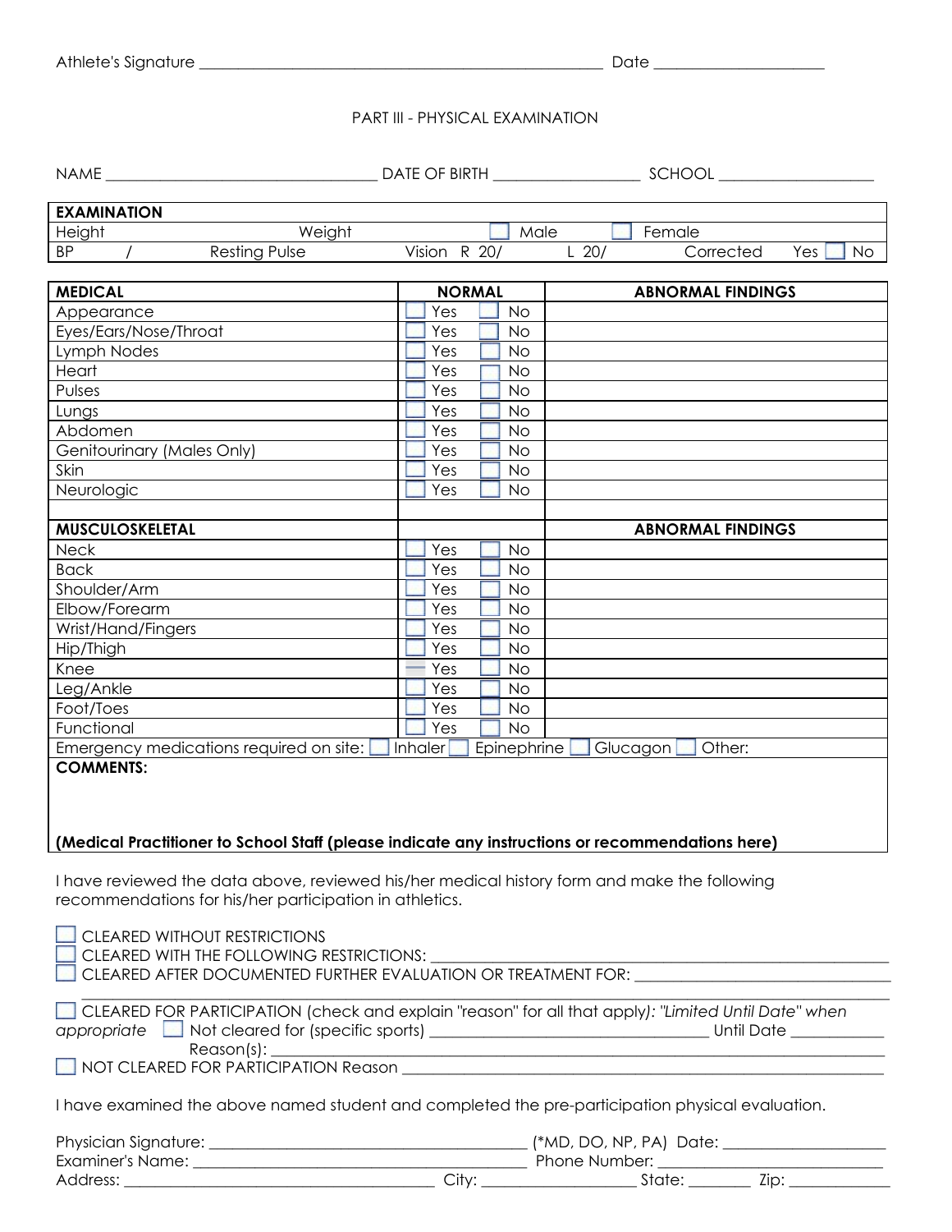Athlete's Signature ______________________________________________ Date ____________________

## PART III - PHYSICAL EXAMINATION

NAME _______________________________ DATE OF BIRTH _________________ SCHOOL __________________

| **EXAMINATION** | | | | |
|---|---|---|---|---|
| Height | Weight | ☐ Male | ☐ Female | |
| BP / | Resting Pulse | Vision R 20/ | L 20/ | Corrected Yes ☐ No |

| **MEDICAL** | **NORMAL** | **ABNORMAL FINDINGS** |
|---|---|---|
| Appearance | ☐ Yes ☐ No | |
| Eyes/Ears/Nose/Throat | ☐ Yes ☐ No | |
| Lymph Nodes | ☐ Yes ☐ No | |
| Heart | ☐ Yes ☐ No | |
| Pulses | ☐ Yes ☐ No | |
| Lungs | ☐ Yes ☐ No | |
| Abdomen | ☐ Yes ☐ No | |
| Genitourinary (Males Only) | ☐ Yes ☐ No | |
| Skin | ☐ Yes ☐ No | |
| Neurologic | ☐ Yes ☐ No | |
| | | |
| **MUSCULOSKELETAL** | | **ABNORMAL FINDINGS** |
| Neck | ☐ Yes ☐ No | |
| Back | ☐ Yes ☐ No | |
| Shoulder/Arm | ☐ Yes ☐ No | |
| Elbow/Forearm | ☐ Yes ☐ No | |
| Wrist/Hand/Fingers | ☐ Yes ☐ No | |
| Hip/Thigh | ☐ Yes ☐ No | |
| Knee | ☐ Yes ☐ No | |
| Leg/Ankle | ☐ Yes ☐ No | |
| Foot/Toes | ☐ Yes ☐ No | |
| Functional | ☐ Yes ☐ No | |

Emergency medications required on site: ☐ Inhaler ☐ Epinephrine ☐ Glucagon ☐ Other:

**COMMENTS:**

**(Medical Practitioner to School Staff (please indicate any instructions or recommendations here)**

I have reviewed the data above, reviewed his/her medical history form and make the following recommendations for his/her participation in athletics.

☐ CLEARED WITHOUT RESTRICTIONS
☐ CLEARED WITH THE FOLLOWING RESTRICTIONS: ____________________________________________
☐ CLEARED AFTER DOCUMENTED FURTHER EVALUATION OR TREATMENT FOR: ___________________________
_____________________________________________________________________________

☐ CLEARED FOR PARTICIPATION (check and explain "reason" for all that apply)*: "Limited Until Date" when appropriate* ☐ Not cleared for (specific sports) ______________________________ Until Date __________
Reason(s): ___________________________________________________________________
☐ NOT CLEARED FOR PARTICIPATION Reason _______________________________________________

I have examined the above named student and completed the pre-participation physical evaluation.

Physician Signature: __________________________________ (*MD, DO, NP, PA) Date: __________________
Examiner's Name: ____________________________________ Phone Number: ________________________
Address: __________________________________ City: _________________ State: _______ Zip: ___________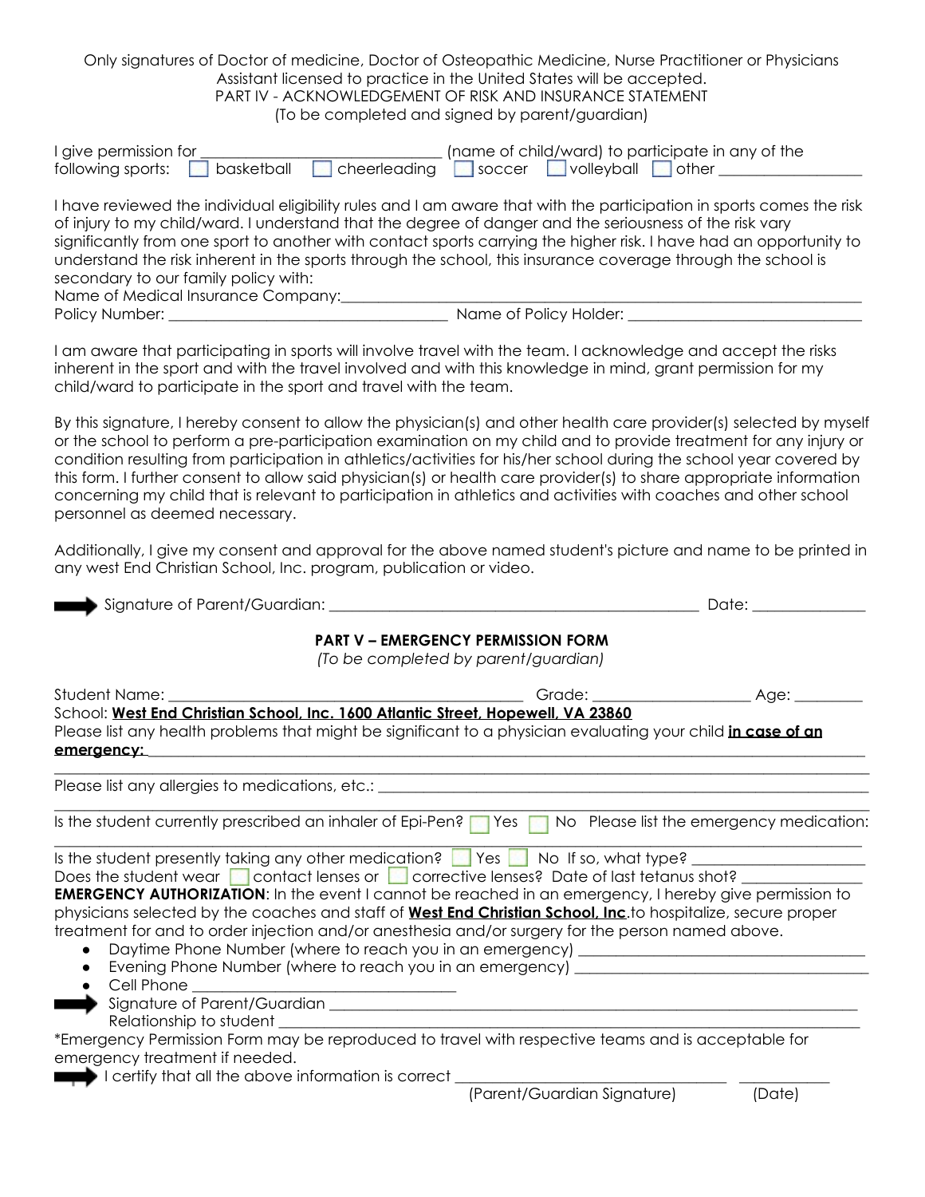Only signatures of Doctor of medicine, Doctor of Osteopathic Medicine, Nurse Practitioner or Physicians Assistant licensed to practice in the United States will be accepted.

PART IV - ACKNOWLEDGEMENT OF RISK AND INSURANCE STATEMENT

(To be completed and signed by parent/guardian)

I give permission for ______________________________ (name of child/ward) to participate in any of the following sports: ☐ basketball ☐ cheerleading ☐ soccer ☐ volleyball ☐ other _________________

I have reviewed the individual eligibility rules and I am aware that with the participation in sports comes the risk of injury to my child/ward. I understand that the degree of danger and the seriousness of the risk vary significantly from one sport to another with contact sports carrying the higher risk. I have had an opportunity to understand the risk inherent in the sports through the school, this insurance coverage through the school is secondary to our family policy with:

Name of Medical Insurance Company:_______________________________________________________________

Policy Number: ___________________________________ Name of Policy Holder: _____________________________

I am aware that participating in sports will involve travel with the team. I acknowledge and accept the risks inherent in the sport and with the travel involved and with this knowledge in mind, grant permission for my child/ward to participate in the sport and travel with the team.

By this signature, I hereby consent to allow the physician(s) and other health care provider(s) selected by myself or the school to perform a pre-participation examination on my child and to provide treatment for any injury or condition resulting from participation in athletics/activities for his/her school during the school year covered by this form. I further consent to allow said physician(s) or health care provider(s) to share appropriate information concerning my child that is relevant to participation in athletics and activities with coaches and other school personnel as deemed necessary.

Additionally, I give my consent and approval for the above named student's picture and name to be printed in any west End Christian School, Inc. program, publication or video.

➡ Signature of Parent/Guardian: _____________________________________________ Date: ______________

## PART V – EMERGENCY PERMISSION FORM

*(To be completed by parent/guardian)*

Student Name: ___________________________________________ Grade: ____________________ Age: _________

School: **West End Christian School, Inc. 1600 Atlantic Street, Hopewell, VA 23860**

Please list any health problems that might be significant to a physician evaluating your child **in case of an emergency:** ____________________________________________________________________________________

______________________________________________________________________________________________

Please list any allergies to medications, etc.: _____________________________________________________________

______________________________________________________________________________________________

Is the student currently prescribed an inhaler of Epi-Pen? ☐ Yes ☐ No Please list the emergency medication:

______________________________________________________________________________________________

Is the student presently taking any other medication? ☐ Yes ☐ No If so, what type? ______________________

Does the student wear ☐ contact lenses or ☐ corrective lenses? Date of last tetanus shot? ______________

**EMERGENCY AUTHORIZATION**: In the event I cannot be reached in an emergency, I hereby give permission to physicians selected by the coaches and staff of **West End Christian School, Inc**.to hospitalize, secure proper treatment for and to order injection and/or anesthesia and/or surgery for the person named above.

- Daytime Phone Number (where to reach you in an emergency) ___________________________________
- Evening Phone Number (where to reach you in an emergency) ___________________________________
- Cell Phone _________________________________

➡ Signature of Parent/Guardian ____________________________________________________________________

Relationship to student __________________________________________________________________________

*Emergency Permission Form may be reproduced to travel with respective teams and is acceptable for emergency treatment if needed.

➡ I certify that all the above information is correct ___________________________________ ____________

(Parent/Guardian Signature) (Date)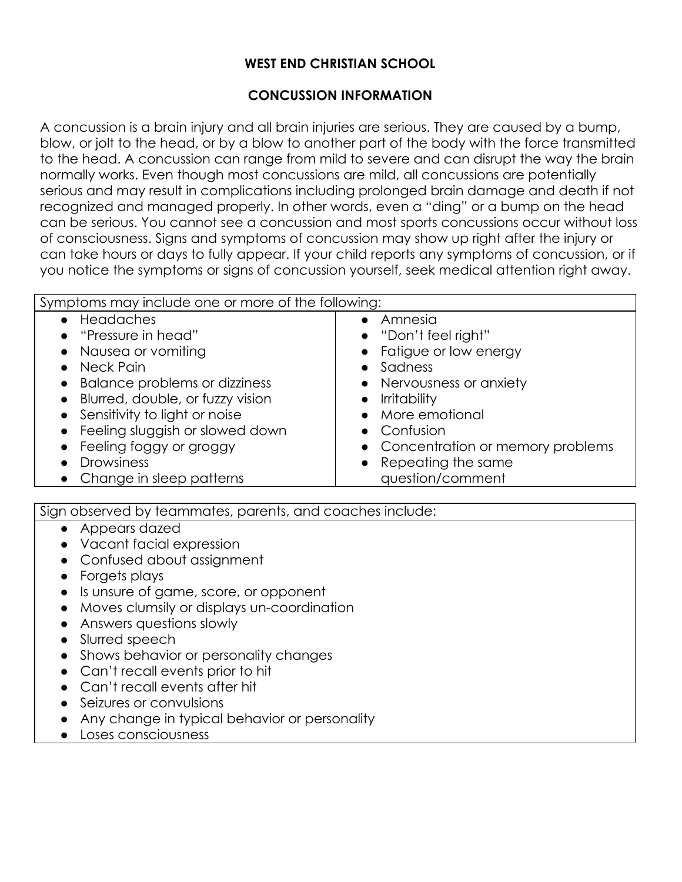**WEST END CHRISTIAN SCHOOL**

**CONCUSSION INFORMATION**

A concussion is a brain injury and all brain injuries are serious. They are caused by a bump, blow, or jolt to the head, or by a blow to another part of the body with the force transmitted to the head. A concussion can range from mild to severe and can disrupt the way the brain normally works. Even though most concussions are mild, all concussions are potentially serious and may result in complications including prolonged brain damage and death if not recognized and managed properly. In other words, even a "ding" or a bump on the head can be serious. You cannot see a concussion and most sports concussions occur without loss of consciousness. Signs and symptoms of concussion may show up right after the injury or can take hours or days to fully appear. If your child reports any symptoms of concussion, or if you notice the symptoms or signs of concussion yourself, seek medical attention right away.

| Symptoms may include one or more of the following: | |
|---|---|
| • Headaches<br>• "Pressure in head"<br>• Nausea or vomiting<br>• Neck Pain<br>• Balance problems or dizziness<br>• Blurred, double, or fuzzy vision<br>• Sensitivity to light or noise<br>• Feeling sluggish or slowed down<br>• Feeling foggy or groggy<br>• Drowsiness<br>• Change in sleep patterns | • Amnesia<br>• "Don't feel right"<br>• Fatigue or low energy<br>• Sadness<br>• Nervousness or anxiety<br>• Irritability<br>• More emotional<br>• Confusion<br>• Concentration or memory problems<br>• Repeating the same question/comment |

| Sign observed by teammates, parents, and coaches include: |
|---|
| • Appears dazed<br>• Vacant facial expression<br>• Confused about assignment<br>• Forgets plays<br>• Is unsure of game, score, or opponent<br>• Moves clumsily or displays un-coordination<br>• Answers questions slowly<br>• Slurred speech<br>• Shows behavior or personality changes<br>• Can't recall events prior to hit<br>• Can't recall events after hit<br>• Seizures or convulsions<br>• Any change in typical behavior or personality<br>• Loses consciousness |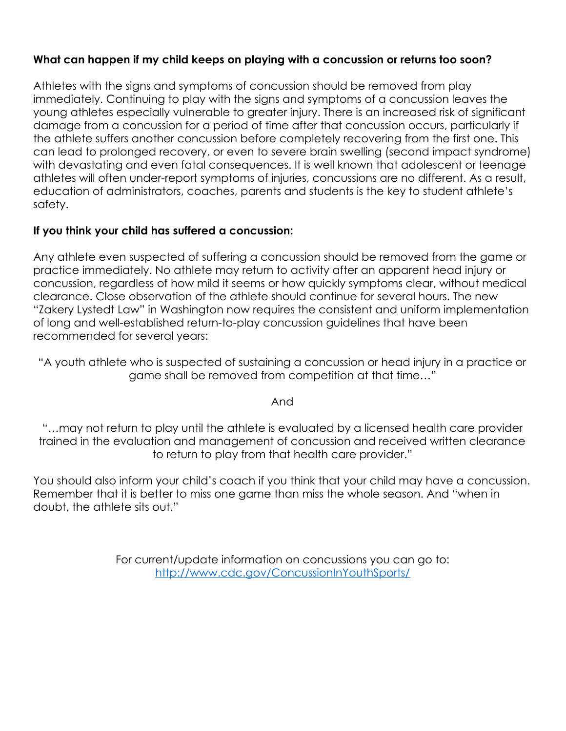**What can happen if my child keeps on playing with a concussion or returns too soon?**

Athletes with the signs and symptoms of concussion should be removed from play immediately. Continuing to play with the signs and symptoms of a concussion leaves the young athletes especially vulnerable to greater injury. There is an increased risk of significant damage from a concussion for a period of time after that concussion occurs, particularly if the athlete suffers another concussion before completely recovering from the first one. This can lead to prolonged recovery, or even to severe brain swelling (second impact syndrome) with devastating and even fatal consequences. It is well known that adolescent or teenage athletes will often under-report symptoms of injuries, concussions are no different. As a result, education of administrators, coaches, parents and students is the key to student athlete's safety.

**If you think your child has suffered a concussion:**

Any athlete even suspected of suffering a concussion should be removed from the game or practice immediately. No athlete may return to activity after an apparent head injury or concussion, regardless of how mild it seems or how quickly symptoms clear, without medical clearance. Close observation of the athlete should continue for several hours. The new "Zakery Lystedt Law" in Washington now requires the consistent and uniform implementation of long and well-established return-to-play concussion guidelines that have been recommended for several years:

"A youth athlete who is suspected of sustaining a concussion or head injury in a practice or game shall be removed from competition at that time…"

And

"…may not return to play until the athlete is evaluated by a licensed health care provider trained in the evaluation and management of concussion and received written clearance to return to play from that health care provider."

You should also inform your child's coach if you think that your child may have a concussion. Remember that it is better to miss one game than miss the whole season. And "when in doubt, the athlete sits out."

For current/update information on concussions you can go to:
http://www.cdc.gov/ConcussionInYouthSports/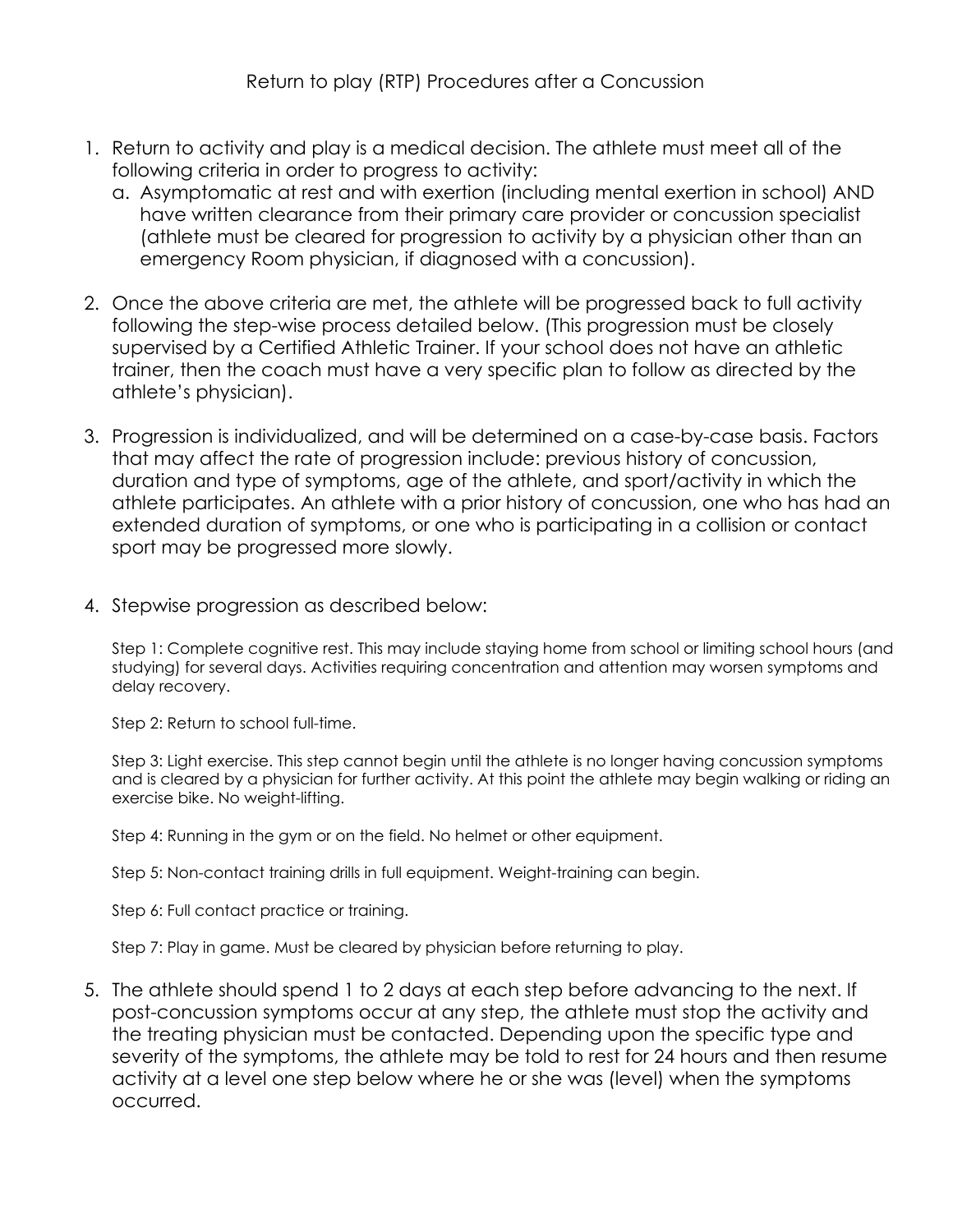# Return to play (RTP) Procedures after a Concussion

1. Return to activity and play is a medical decision. The athlete must meet all of the following criteria in order to progress to activity:
   a. Asymptomatic at rest and with exertion (including mental exertion in school) AND have written clearance from their primary care provider or concussion specialist (athlete must be cleared for progression to activity by a physician other than an emergency Room physician, if diagnosed with a concussion).

2. Once the above criteria are met, the athlete will be progressed back to full activity following the step-wise process detailed below. (This progression must be closely supervised by a Certified Athletic Trainer. If your school does not have an athletic trainer, then the coach must have a very specific plan to follow as directed by the athlete's physician).

3. Progression is individualized, and will be determined on a case-by-case basis. Factors that may affect the rate of progression include: previous history of concussion, duration and type of symptoms, age of the athlete, and sport/activity in which the athlete participates. An athlete with a prior history of concussion, one who has had an extended duration of symptoms, or one who is participating in a collision or contact sport may be progressed more slowly.

4. Stepwise progression as described below:

   Step 1: Complete cognitive rest. This may include staying home from school or limiting school hours (and studying) for several days. Activities requiring concentration and attention may worsen symptoms and delay recovery.

   Step 2: Return to school full-time.

   Step 3: Light exercise. This step cannot begin until the athlete is no longer having concussion symptoms and is cleared by a physician for further activity. At this point the athlete may begin walking or riding an exercise bike. No weight-lifting.

   Step 4: Running in the gym or on the field. No helmet or other equipment.

   Step 5: Non-contact training drills in full equipment. Weight-training can begin.

   Step 6: Full contact practice or training.

   Step 7: Play in game. Must be cleared by physician before returning to play.

5. The athlete should spend 1 to 2 days at each step before advancing to the next. If post-concussion symptoms occur at any step, the athlete must stop the activity and the treating physician must be contacted. Depending upon the specific type and severity of the symptoms, the athlete may be told to rest for 24 hours and then resume activity at a level one step below where he or she was (level) when the symptoms occurred.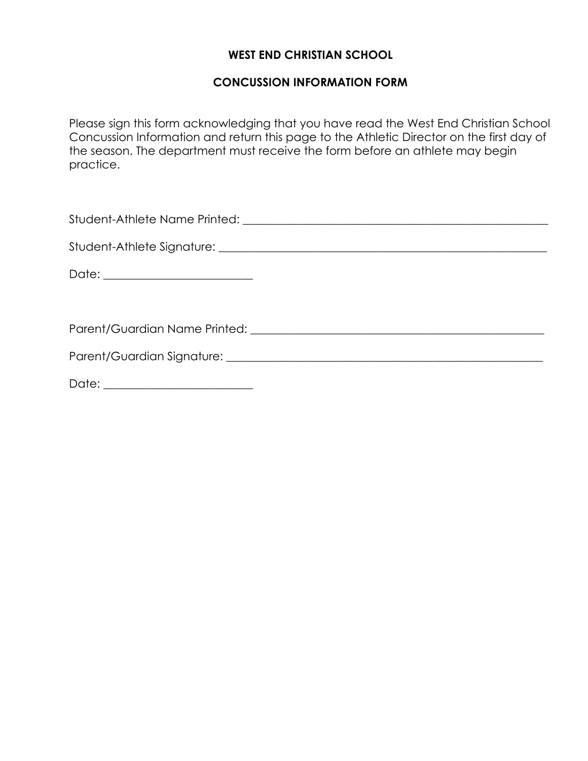**WEST END CHRISTIAN SCHOOL**

**CONCUSSION INFORMATION FORM**

Please sign this form acknowledging that you have read the West End Christian School Concussion Information and return this page to the Athletic Director on the first day of the season. The department must receive the form before an athlete may begin practice.

Student-Athlete Name Printed: ______________________________________________________

Student-Athlete Signature: _________________________________________________________

Date: _________________________

Parent/Guardian Name Printed: ____________________________________________________

Parent/Guardian Signature: ________________________________________________________

Date: _________________________